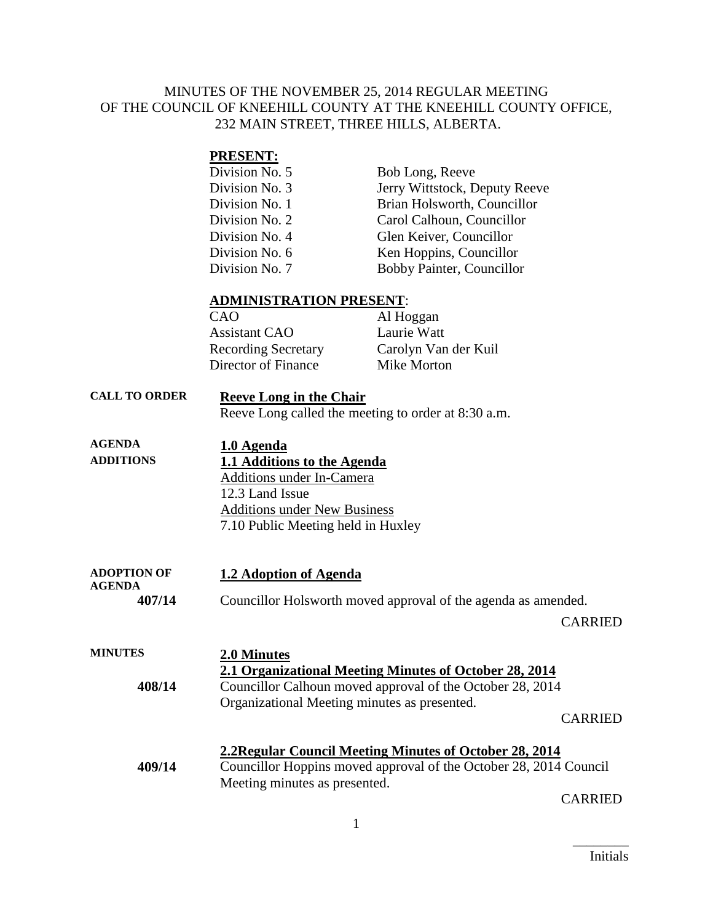# MINUTES OF THE NOVEMBER 25, 2014 REGULAR MEETING OF THE COUNCIL OF KNEEHILL COUNTY AT THE KNEEHILL COUNTY OFFICE, 232 MAIN STREET, THREE HILLS, ALBERTA.

**PRESENT:**

| | |
|---|---|
| Division No. 5 | Bob Long, Reeve |
| Division No. 3 | Jerry Wittstock, Deputy Reeve |
| Division No. 1 | Brian Holsworth, Councillor |
| Division No. 2 | Carol Calhoun, Councillor |
| Division No. 4 | Glen Keiver, Councillor |
| Division No. 6 | Ken Hoppins, Councillor |
| Division No. 7 | Bobby Painter, Councillor |

**ADMINISTRATION PRESENT**:

| | |
|---|---|
| CAO | Al Hoggan |
| Assistant CAO | Laurie Watt |
| Recording Secretary | Carolyn Van der Kuil |
| Director of Finance | Mike Morton |

**CALL TO ORDER**

**Reeve Long in the Chair**

Reeve Long called the meeting to order at 8:30 a.m.

**AGENDA**

**1.0 Agenda**

**ADDITIONS**

**1.1 Additions to the Agenda**

Additions under In-Camera

12.3 Land Issue

Additions under New Business

7.10 Public Meeting held in Huxley

**ADOPTION OF AGENDA**

**1.2 Adoption of Agenda**

**407/14** Councillor Holsworth moved approval of the agenda as amended.

CARRIED

**MINUTES**

**2.0 Minutes**

**2.1 Organizational Meeting Minutes of October 28, 2014**

**408/14** Councillor Calhoun moved approval of the October 28, 2014 Organizational Meeting minutes as presented.

CARRIED

**2.2Regular Council Meeting Minutes of October 28, 2014**

**409/14** Councillor Hoppins moved approval of the October 28, 2014 Council Meeting minutes as presented.

CARRIED

________
Initials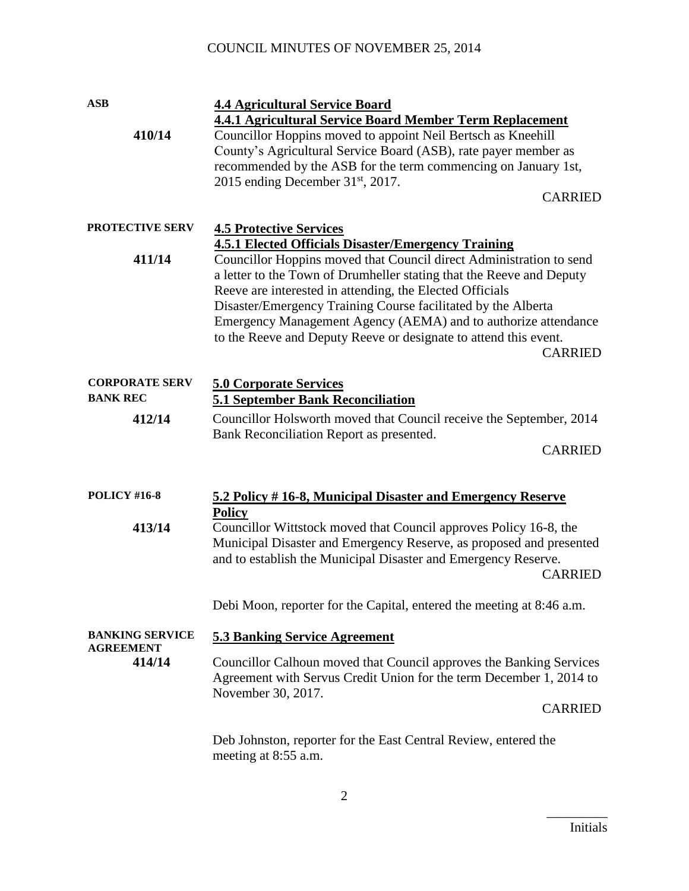**ASB**

**4.4 Agricultural Service Board**

**4.4.1 Agricultural Service Board Member Term Replacement**

**410/14**

Councillor Hoppins moved to appoint Neil Bertsch as Kneehill County's Agricultural Service Board (ASB), rate payer member as recommended by the ASB for the term commencing on January 1st, 2015 ending December 31st, 2017.

CARRIED

**PROTECTIVE SERV**

**4.5 Protective Services**

**4.5.1 Elected Officials Disaster/Emergency Training**

**411/14**

Councillor Hoppins moved that Council direct Administration to send a letter to the Town of Drumheller stating that the Reeve and Deputy Reeve are interested in attending, the Elected Officials Disaster/Emergency Training Course facilitated by the Alberta Emergency Management Agency (AEMA) and to authorize attendance to the Reeve and Deputy Reeve or designate to attend this event.

CARRIED

**CORPORATE SERV**
**BANK REC**

**5.0 Corporate Services**

**5.1 September Bank Reconciliation**

**412/14**

Councillor Holsworth moved that Council receive the September, 2014 Bank Reconciliation Report as presented.

CARRIED

**POLICY #16-8**

**5.2 Policy # 16-8, Municipal Disaster and Emergency Reserve Policy**

**413/14**

Councillor Wittstock moved that Council approves Policy 16-8, the Municipal Disaster and Emergency Reserve, as proposed and presented and to establish the Municipal Disaster and Emergency Reserve.

CARRIED

Debi Moon, reporter for the Capital, entered the meeting at 8:46 a.m.

**BANKING SERVICE AGREEMENT**

**5.3 Banking Service Agreement**

**414/14**

Councillor Calhoun moved that Council approves the Banking Services Agreement with Servus Credit Union for the term December 1, 2014 to November 30, 2017.

CARRIED

Deb Johnston, reporter for the East Central Review, entered the meeting at 8:55 a.m.

_________
Initials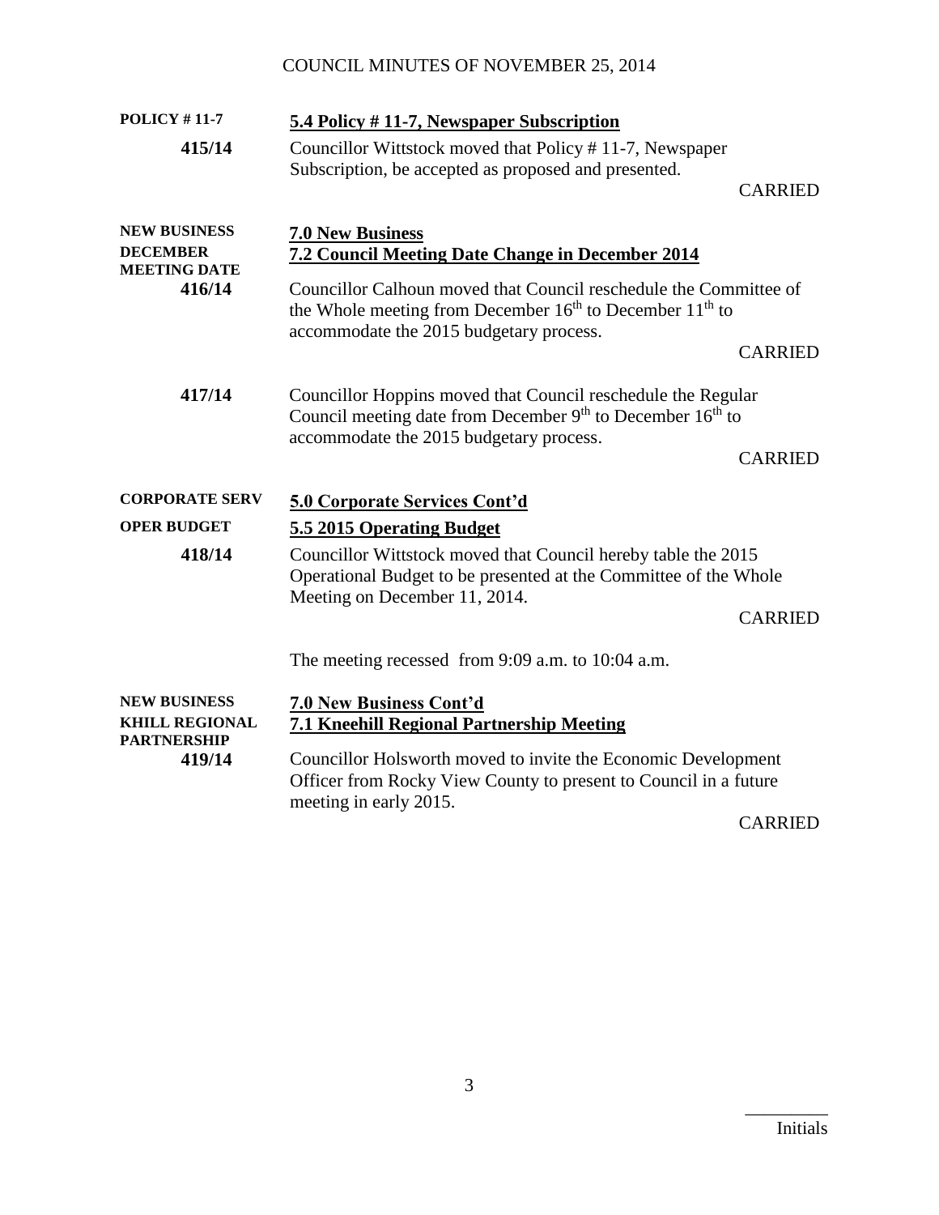| | |
|---|---|
| **POLICY # 11-7** | **5.4 Policy # 11-7, Newspaper Subscription** |
| **415/14** | Councillor Wittstock moved that Policy # 11-7, Newspaper Subscription, be accepted as proposed and presented. CARRIED |
| **NEW BUSINESS DECEMBER MEETING DATE** | **7.0 New Business** **7.2 Council Meeting Date Change in December 2014** |
| **416/14** | Councillor Calhoun moved that Council reschedule the Committee of the Whole meeting from December 16th to December 11th to accommodate the 2015 budgetary process. CARRIED |
| **417/14** | Councillor Hoppins moved that Council reschedule the Regular Council meeting date from December 9th to December 16th to accommodate the 2015 budgetary process. CARRIED |
| **CORPORATE SERV** | **5.0 Corporate Services Cont'd** |
| **OPER BUDGET** | **5.5 2015 Operating Budget** |
| **418/14** | Councillor Wittstock moved that Council hereby table the 2015 Operational Budget to be presented at the Committee of the Whole Meeting on December 11, 2014. CARRIED |
| | The meeting recessed from 9:09 a.m. to 10:04 a.m. |
| **NEW BUSINESS KHILL REGIONAL PARTNERSHIP** | **7.0 New Business Cont'd** **7.1 Kneehill Regional Partnership Meeting** |
| **419/14** | Councillor Holsworth moved to invite the Economic Development Officer from Rocky View County to present to Council in a future meeting in early 2015. CARRIED |

_________
Initials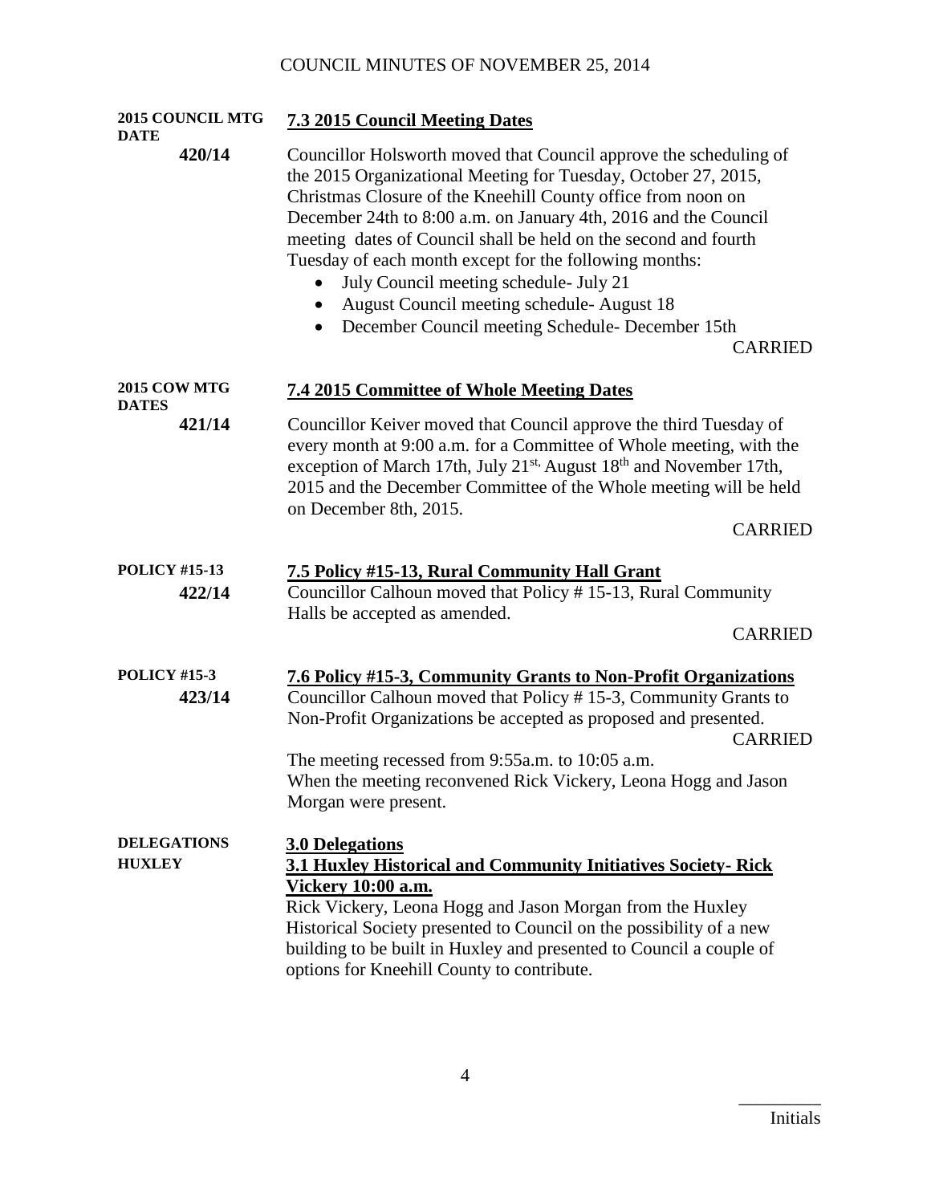**2015 COUNCIL MTG DATE**

**420/14**

## 7.3 2015 Council Meeting Dates

Councillor Holsworth moved that Council approve the scheduling of the 2015 Organizational Meeting for Tuesday, October 27, 2015, Christmas Closure of the Kneehill County office from noon on December 24th to 8:00 a.m. on January 4th, 2016 and the Council meeting dates of Council shall be held on the second and fourth Tuesday of each month except for the following months:

- July Council meeting schedule- July 21
- August Council meeting schedule- August 18
- December Council meeting Schedule- December 15th

CARRIED

**2015 COW MTG DATES**

**421/14**

## 7.4 2015 Committee of Whole Meeting Dates

Councillor Keiver moved that Council approve the third Tuesday of every month at 9:00 a.m. for a Committee of Whole meeting, with the exception of March 17th, July 21st, August 18th and November 17th, 2015 and the December Committee of the Whole meeting will be held on December 8th, 2015.

CARRIED

**POLICY #15-13**

**422/14**

## 7.5 Policy #15-13, Rural Community Hall Grant

Councillor Calhoun moved that Policy # 15-13, Rural Community Halls be accepted as amended.

CARRIED

**POLICY #15-3**

**423/14**

## 7.6 Policy #15-3, Community Grants to Non-Profit Organizations

Councillor Calhoun moved that Policy # 15-3, Community Grants to Non-Profit Organizations be accepted as proposed and presented.

CARRIED

The meeting recessed from 9:55a.m. to 10:05 a.m.
When the meeting reconvened Rick Vickery, Leona Hogg and Jason Morgan were present.

**DELEGATIONS**

**HUXLEY**

## 3.0 Delegations

### 3.1 Huxley Historical and Community Initiatives Society- Rick Vickery 10:00 a.m.

Rick Vickery, Leona Hogg and Jason Morgan from the Huxley Historical Society presented to Council on the possibility of a new building to be built in Huxley and presented to Council a couple of options for Kneehill County to contribute.

_________
Initials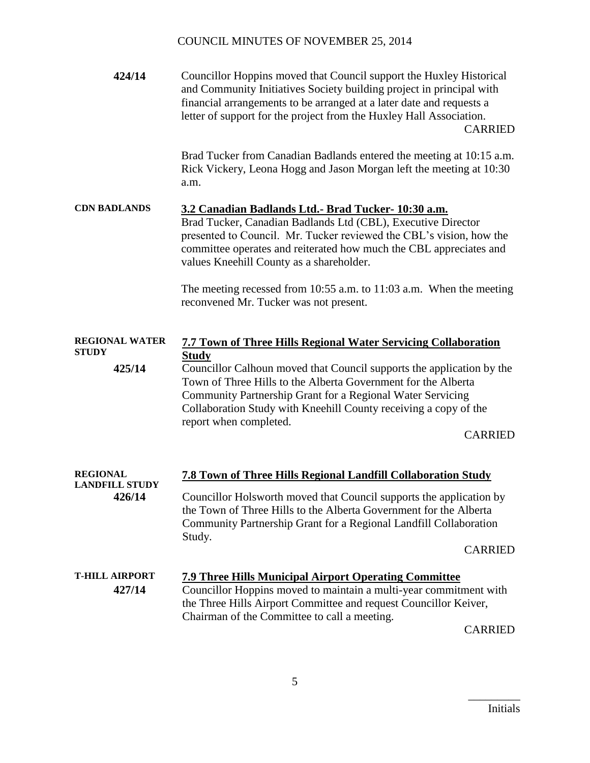**424/14** Councillor Hoppins moved that Council support the Huxley Historical and Community Initiatives Society building project in principal with financial arrangements to be arranged at a later date and requests a letter of support for the project from the Huxley Hall Association.

CARRIED

Brad Tucker from Canadian Badlands entered the meeting at 10:15 a.m. Rick Vickery, Leona Hogg and Jason Morgan left the meeting at 10:30 a.m.

**CDN BADLANDS**

## 3.2 Canadian Badlands Ltd.- Brad Tucker- 10:30 a.m.

Brad Tucker, Canadian Badlands Ltd (CBL), Executive Director presented to Council. Mr. Tucker reviewed the CBL's vision, how the committee operates and reiterated how much the CBL appreciates and values Kneehill County as a shareholder.

The meeting recessed from 10:55 a.m. to 11:03 a.m. When the meeting reconvened Mr. Tucker was not present.

**REGIONAL WATER STUDY**

## 7.7 Town of Three Hills Regional Water Servicing Collaboration Study

**425/14** Councillor Calhoun moved that Council supports the application by the Town of Three Hills to the Alberta Government for the Alberta Community Partnership Grant for a Regional Water Servicing Collaboration Study with Kneehill County receiving a copy of the report when completed.

CARRIED

**REGIONAL LANDFILL STUDY**

## 7.8 Town of Three Hills Regional Landfill Collaboration Study

**426/14** Councillor Holsworth moved that Council supports the application by the Town of Three Hills to the Alberta Government for the Alberta Community Partnership Grant for a Regional Landfill Collaboration Study.

CARRIED

**T-HILL AIRPORT**

## 7.9 Three Hills Municipal Airport Operating Committee

**427/14** Councillor Hoppins moved to maintain a multi-year commitment with the Three Hills Airport Committee and request Councillor Keiver, Chairman of the Committee to call a meeting.

CARRIED

_________
Initials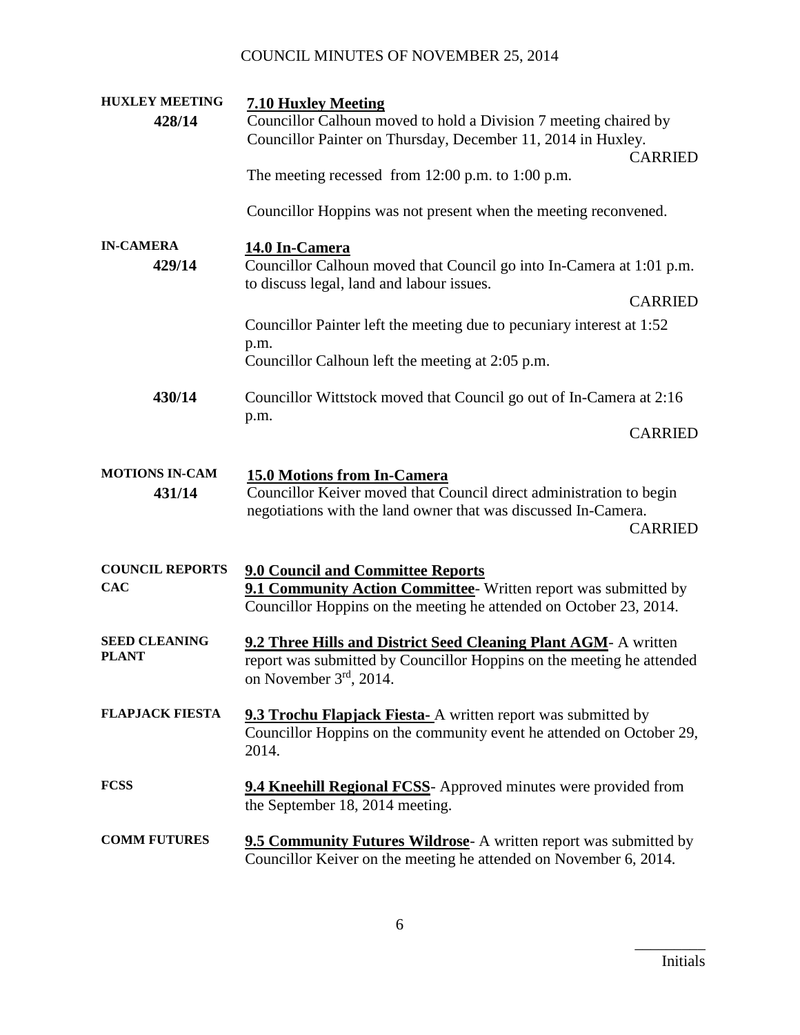# COUNCIL MINUTES OF NOVEMBER 25, 2014

**HUXLEY MEETING**
**428/14**

**7.10 Huxley Meeting**

Councillor Calhoun moved to hold a Division 7 meeting chaired by Councillor Painter on Thursday, December 11, 2014 in Huxley.

CARRIED

The meeting recessed from 12:00 p.m. to 1:00 p.m.

Councillor Hoppins was not present when the meeting reconvened.

**IN-CAMERA**
**429/14**

**14.0 In-Camera**

Councillor Calhoun moved that Council go into In-Camera at 1:01 p.m. to discuss legal, land and labour issues.

CARRIED

Councillor Painter left the meeting due to pecuniary interest at 1:52 p.m.

Councillor Calhoun left the meeting at 2:05 p.m.

**430/14**

Councillor Wittstock moved that Council go out of In-Camera at 2:16 p.m.

CARRIED

**MOTIONS IN-CAM**
**431/14**

**15.0 Motions from In-Camera**

Councillor Keiver moved that Council direct administration to begin negotiations with the land owner that was discussed In-Camera.

CARRIED

**COUNCIL REPORTS**
**CAC**

**9.0 Council and Committee Reports**

**9.1 Community Action Committee**- Written report was submitted by Councillor Hoppins on the meeting he attended on October 23, 2014.

**SEED CLEANING PLANT**

**9.2 Three Hills and District Seed Cleaning Plant AGM**- A written report was submitted by Councillor Hoppins on the meeting he attended on November 3rd, 2014.

**FLAPJACK FIESTA**

**9.3 Trochu Flapjack Fiesta-** A written report was submitted by Councillor Hoppins on the community event he attended on October 29, 2014.

**FCSS**

**9.4 Kneehill Regional FCSS**- Approved minutes were provided from the September 18, 2014 meeting.

**COMM FUTURES**

**9.5 Community Futures Wildrose**- A written report was submitted by Councillor Keiver on the meeting he attended on November 6, 2014.

_________
Initials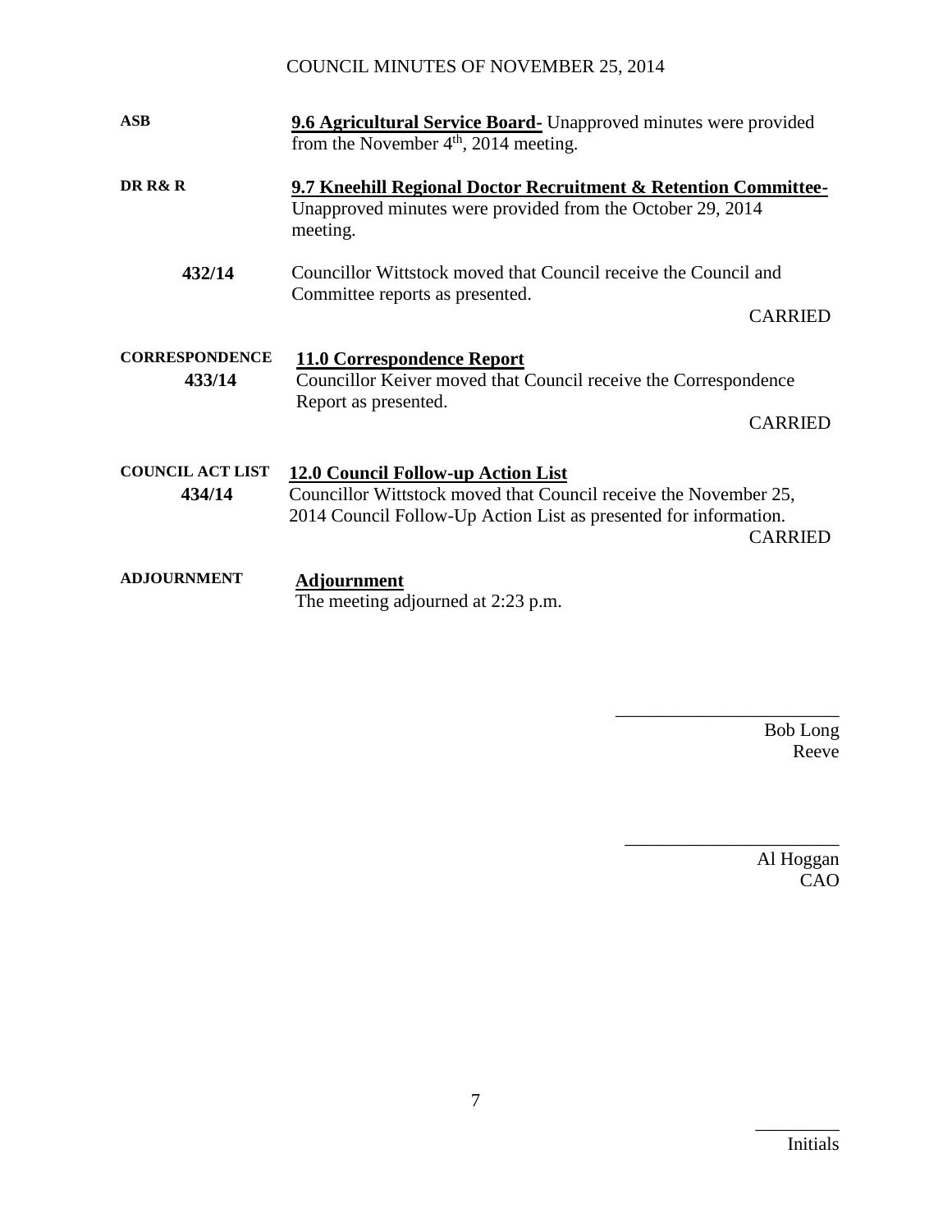COUNCIL MINUTES OF NOVEMBER 25, 2014

**ASB**

**9.6 Agricultural Service Board-** Unapproved minutes were provided from the November 4th, 2014 meeting.

**DR R& R**

**9.7 Kneehill Regional Doctor Recruitment & Retention Committee-** Unapproved minutes were provided from the October 29, 2014 meeting.

**432/14**

Councillor Wittstock moved that Council receive the Council and Committee reports as presented.

CARRIED

**CORRESPONDENCE**
**433/14**

**11.0 Correspondence Report**
Councillor Keiver moved that Council receive the Correspondence Report as presented.

CARRIED

**COUNCIL ACT LIST**
**434/14**

**12.0 Council Follow-up Action List**
Councillor Wittstock moved that Council receive the November 25, 2014 Council Follow-Up Action List as presented for information.

CARRIED

**ADJOURNMENT**

**Adjournment**
The meeting adjourned at 2:23 p.m.

\_\_\_\_\_\_\_\_\_\_\_\_\_\_\_\_\_\_\_\_\_\_\_\_
Bob Long
Reeve

\_\_\_\_\_\_\_\_\_\_\_\_\_\_\_\_\_\_\_\_\_\_\_\_
Al Hoggan
CAO

\_\_\_\_\_\_\_\_\_
Initials